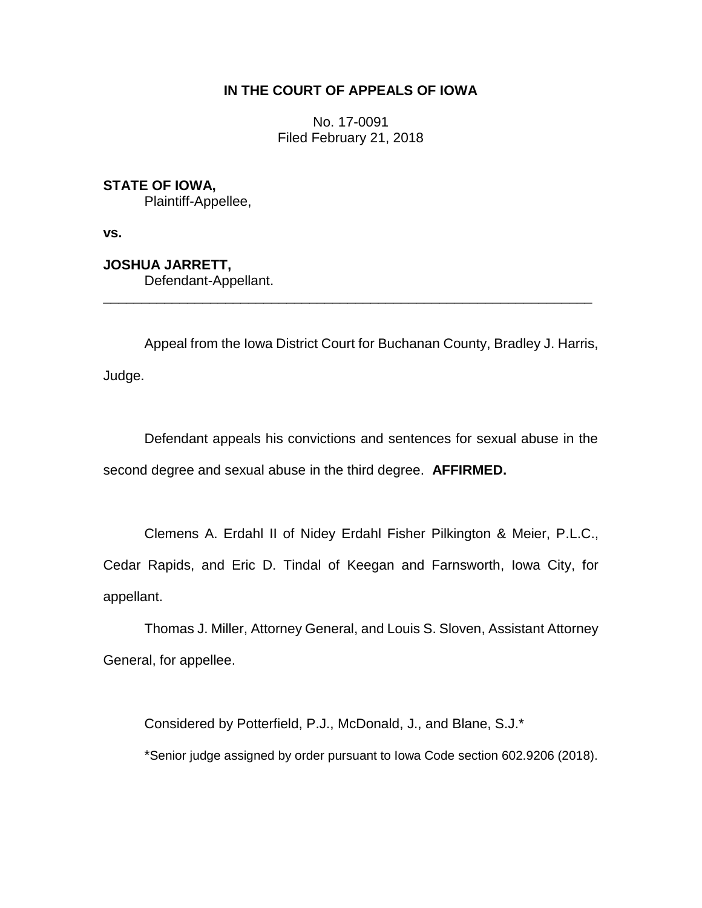# IN THE COURT OF APPEALS OF IOWA

No. 17-0091
Filed February 21, 2018

**STATE OF IOWA,**
Plaintiff-Appellee,

**vs.**

**JOSHUA JARRETT,**
Defendant-Appellant.

---

Appeal from the Iowa District Court for Buchanan County, Bradley J. Harris, Judge.

Defendant appeals his convictions and sentences for sexual abuse in the second degree and sexual abuse in the third degree. **AFFIRMED.**

Clemens A. Erdahl II of Nidey Erdahl Fisher Pilkington & Meier, P.L.C., Cedar Rapids, and Eric D. Tindal of Keegan and Farnsworth, Iowa City, for appellant.

Thomas J. Miller, Attorney General, and Louis S. Sloven, Assistant Attorney General, for appellee.

Considered by Potterfield, P.J., McDonald, J., and Blane, S.J.*

*Senior judge assigned by order pursuant to Iowa Code section 602.9206 (2018).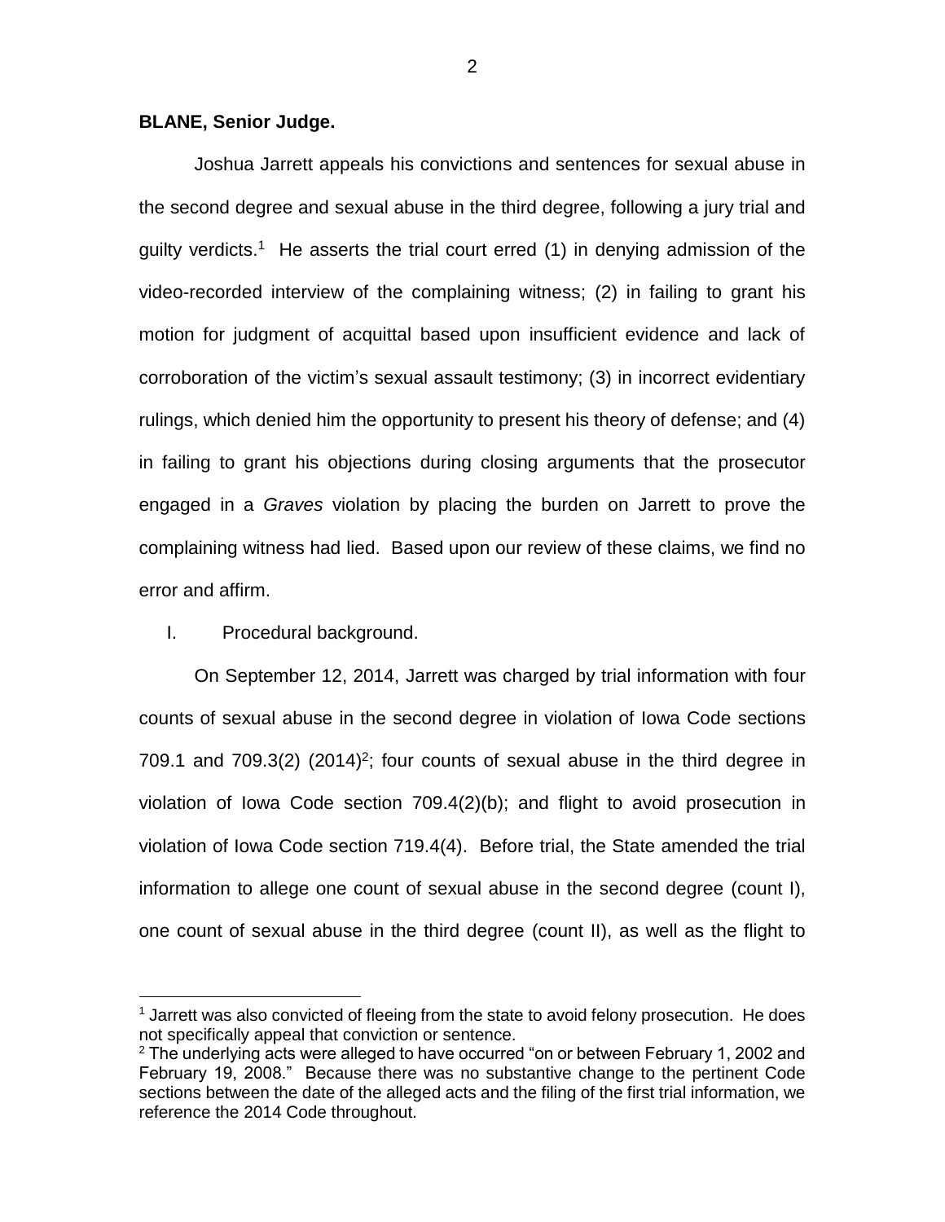**BLANE, Senior Judge.**

Joshua Jarrett appeals his convictions and sentences for sexual abuse in the second degree and sexual abuse in the third degree, following a jury trial and guilty verdicts.[1] He asserts the trial court erred (1) in denying admission of the video-recorded interview of the complaining witness; (2) in failing to grant his motion for judgment of acquittal based upon insufficient evidence and lack of corroboration of the victim's sexual assault testimony; (3) in incorrect evidentiary rulings, which denied him the opportunity to present his theory of defense; and (4) in failing to grant his objections during closing arguments that the prosecutor engaged in a *Graves* violation by placing the burden on Jarrett to prove the complaining witness had lied. Based upon our review of these claims, we find no error and affirm.

I. Procedural background.

On September 12, 2014, Jarrett was charged by trial information with four counts of sexual abuse in the second degree in violation of Iowa Code sections 709.1 and 709.3(2) (2014)[2]; four counts of sexual abuse in the third degree in violation of Iowa Code section 709.4(2)(b); and flight to avoid prosecution in violation of Iowa Code section 719.4(4). Before trial, the State amended the trial information to allege one count of sexual abuse in the second degree (count I), one count of sexual abuse in the third degree (count II), as well as the flight to

---

[1] Jarrett was also convicted of fleeing from the state to avoid felony prosecution. He does not specifically appeal that conviction or sentence.

[2] The underlying acts were alleged to have occurred "on or between February 1, 2002 and February 19, 2008." Because there was no substantive change to the pertinent Code sections between the date of the alleged acts and the filing of the first trial information, we reference the 2014 Code throughout.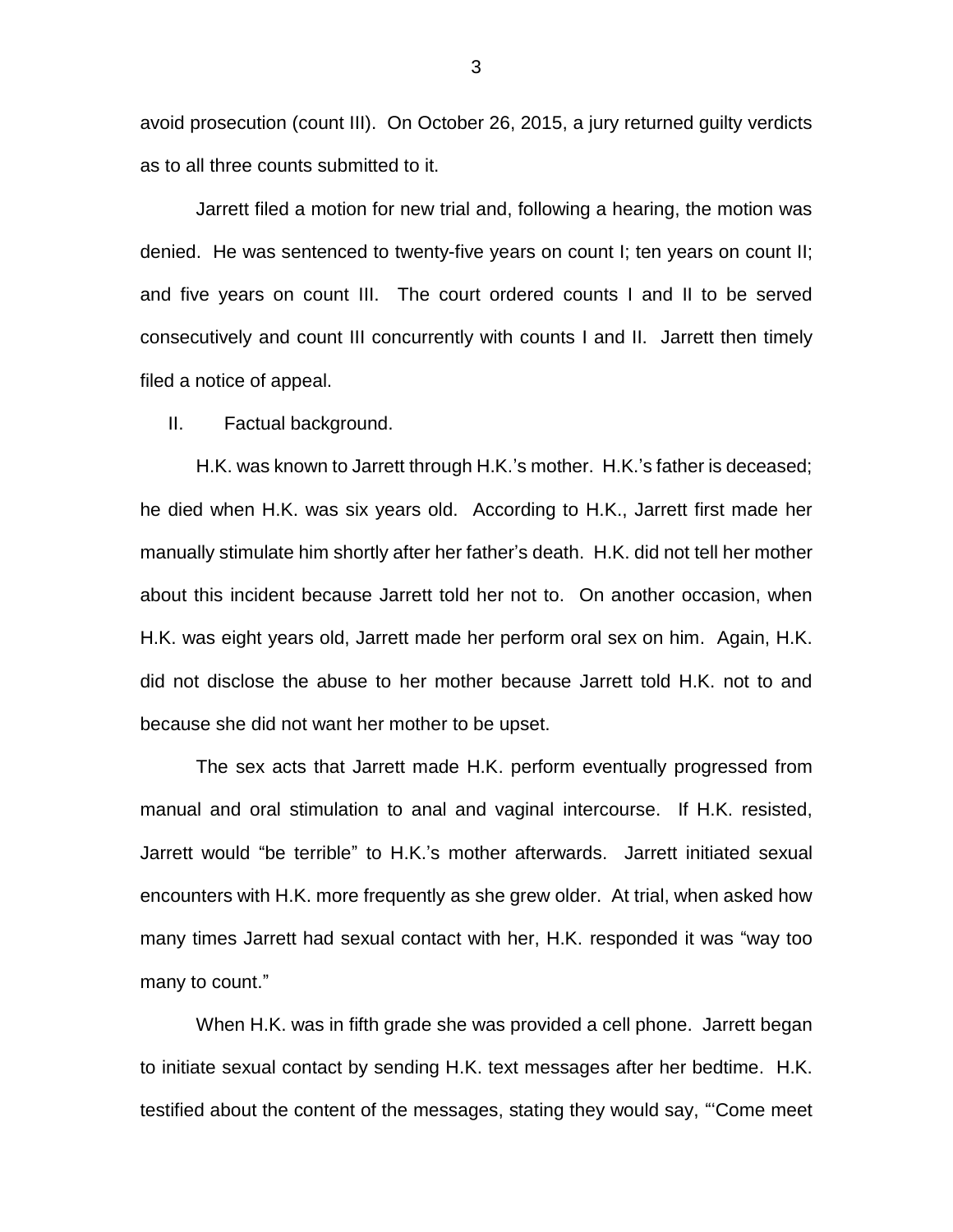avoid prosecution (count III). On October 26, 2015, a jury returned guilty verdicts as to all three counts submitted to it.

Jarrett filed a motion for new trial and, following a hearing, the motion was denied. He was sentenced to twenty-five years on count I; ten years on count II; and five years on count III. The court ordered counts I and II to be served consecutively and count III concurrently with counts I and II. Jarrett then timely filed a notice of appeal.

II. Factual background.

H.K. was known to Jarrett through H.K.'s mother. H.K.'s father is deceased; he died when H.K. was six years old. According to H.K., Jarrett first made her manually stimulate him shortly after her father's death. H.K. did not tell her mother about this incident because Jarrett told her not to. On another occasion, when H.K. was eight years old, Jarrett made her perform oral sex on him. Again, H.K. did not disclose the abuse to her mother because Jarrett told H.K. not to and because she did not want her mother to be upset.

The sex acts that Jarrett made H.K. perform eventually progressed from manual and oral stimulation to anal and vaginal intercourse. If H.K. resisted, Jarrett would "be terrible" to H.K.'s mother afterwards. Jarrett initiated sexual encounters with H.K. more frequently as she grew older. At trial, when asked how many times Jarrett had sexual contact with her, H.K. responded it was "way too many to count."

When H.K. was in fifth grade she was provided a cell phone. Jarrett began to initiate sexual contact by sending H.K. text messages after her bedtime. H.K. testified about the content of the messages, stating they would say, "'Come meet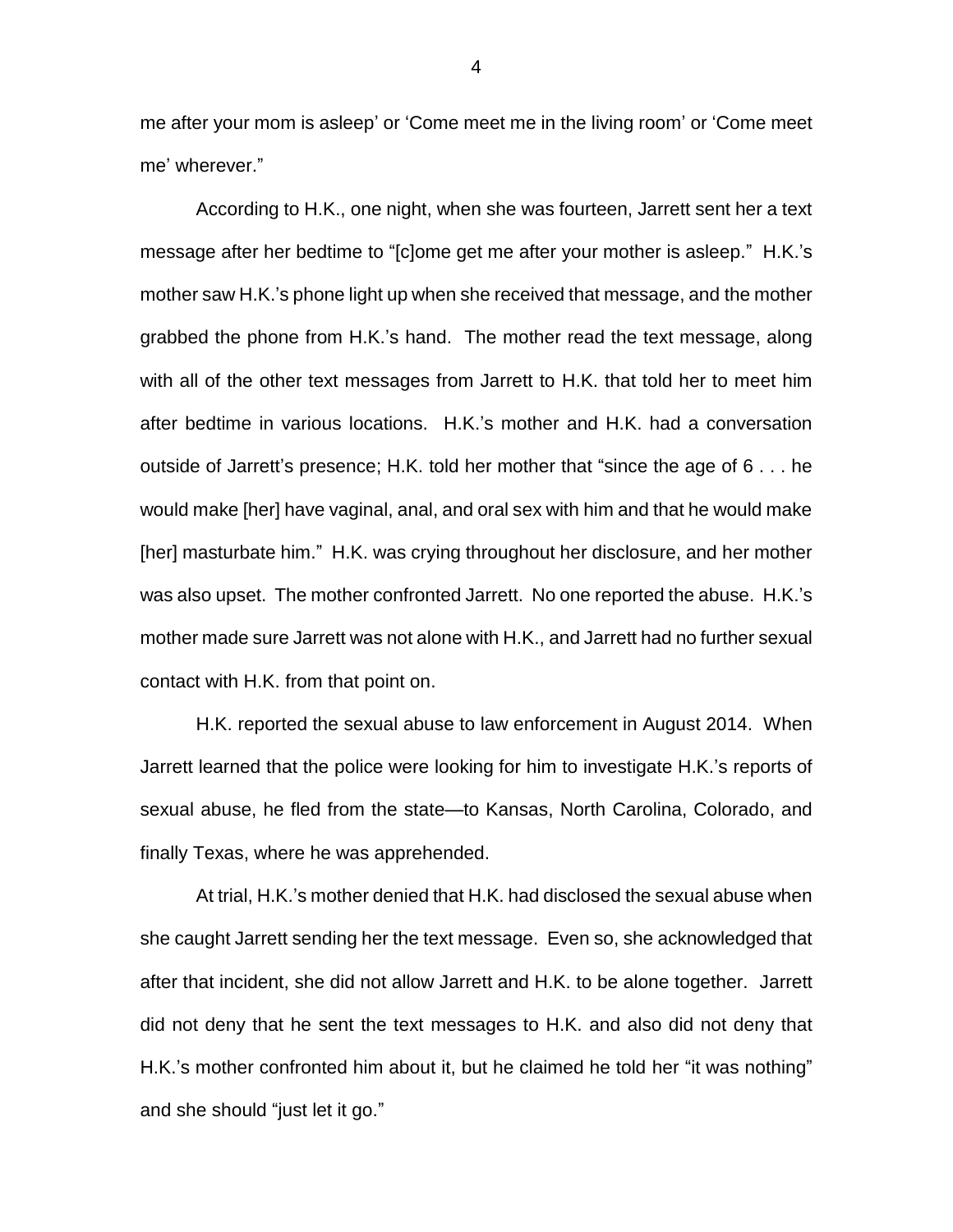me after your mom is asleep' or 'Come meet me in the living room' or 'Come meet me' wherever."

According to H.K., one night, when she was fourteen, Jarrett sent her a text message after her bedtime to "[c]ome get me after your mother is asleep." H.K.'s mother saw H.K.'s phone light up when she received that message, and the mother grabbed the phone from H.K.'s hand. The mother read the text message, along with all of the other text messages from Jarrett to H.K. that told her to meet him after bedtime in various locations. H.K.'s mother and H.K. had a conversation outside of Jarrett's presence; H.K. told her mother that "since the age of 6 . . . he would make [her] have vaginal, anal, and oral sex with him and that he would make [her] masturbate him." H.K. was crying throughout her disclosure, and her mother was also upset. The mother confronted Jarrett. No one reported the abuse. H.K.'s mother made sure Jarrett was not alone with H.K., and Jarrett had no further sexual contact with H.K. from that point on.

H.K. reported the sexual abuse to law enforcement in August 2014. When Jarrett learned that the police were looking for him to investigate H.K.'s reports of sexual abuse, he fled from the state—to Kansas, North Carolina, Colorado, and finally Texas, where he was apprehended.

At trial, H.K.'s mother denied that H.K. had disclosed the sexual abuse when she caught Jarrett sending her the text message. Even so, she acknowledged that after that incident, she did not allow Jarrett and H.K. to be alone together. Jarrett did not deny that he sent the text messages to H.K. and also did not deny that H.K.'s mother confronted him about it, but he claimed he told her "it was nothing" and she should "just let it go."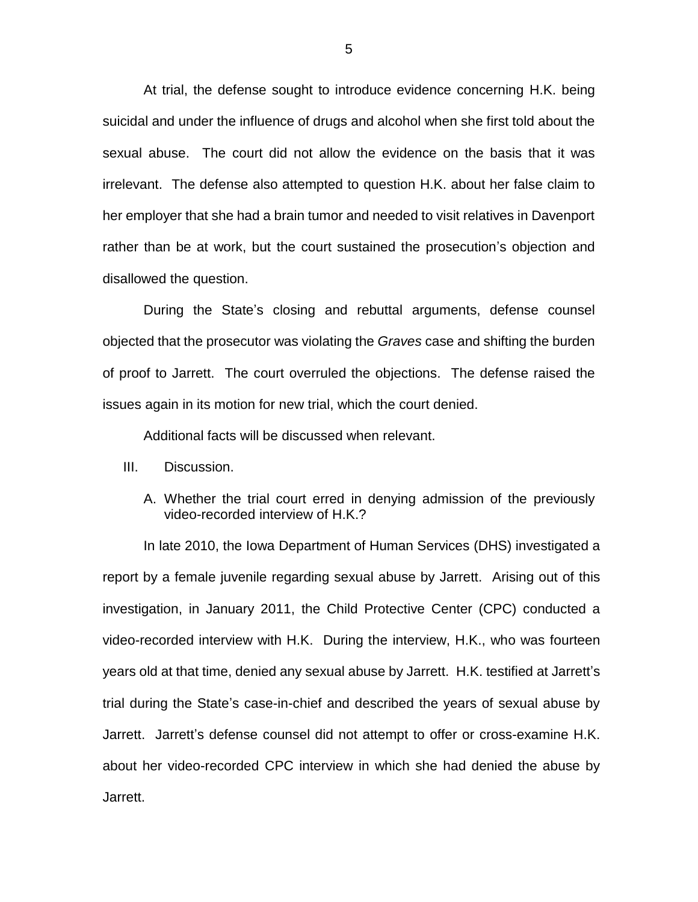At trial, the defense sought to introduce evidence concerning H.K. being suicidal and under the influence of drugs and alcohol when she first told about the sexual abuse. The court did not allow the evidence on the basis that it was irrelevant. The defense also attempted to question H.K. about her false claim to her employer that she had a brain tumor and needed to visit relatives in Davenport rather than be at work, but the court sustained the prosecution's objection and disallowed the question.

During the State's closing and rebuttal arguments, defense counsel objected that the prosecutor was violating the *Graves* case and shifting the burden of proof to Jarrett. The court overruled the objections. The defense raised the issues again in its motion for new trial, which the court denied.

Additional facts will be discussed when relevant.

## III. Discussion.

### A. Whether the trial court erred in denying admission of the previously video-recorded interview of H.K.?

In late 2010, the Iowa Department of Human Services (DHS) investigated a report by a female juvenile regarding sexual abuse by Jarrett. Arising out of this investigation, in January 2011, the Child Protective Center (CPC) conducted a video-recorded interview with H.K. During the interview, H.K., who was fourteen years old at that time, denied any sexual abuse by Jarrett. H.K. testified at Jarrett's trial during the State's case-in-chief and described the years of sexual abuse by Jarrett. Jarrett's defense counsel did not attempt to offer or cross-examine H.K. about her video-recorded CPC interview in which she had denied the abuse by Jarrett.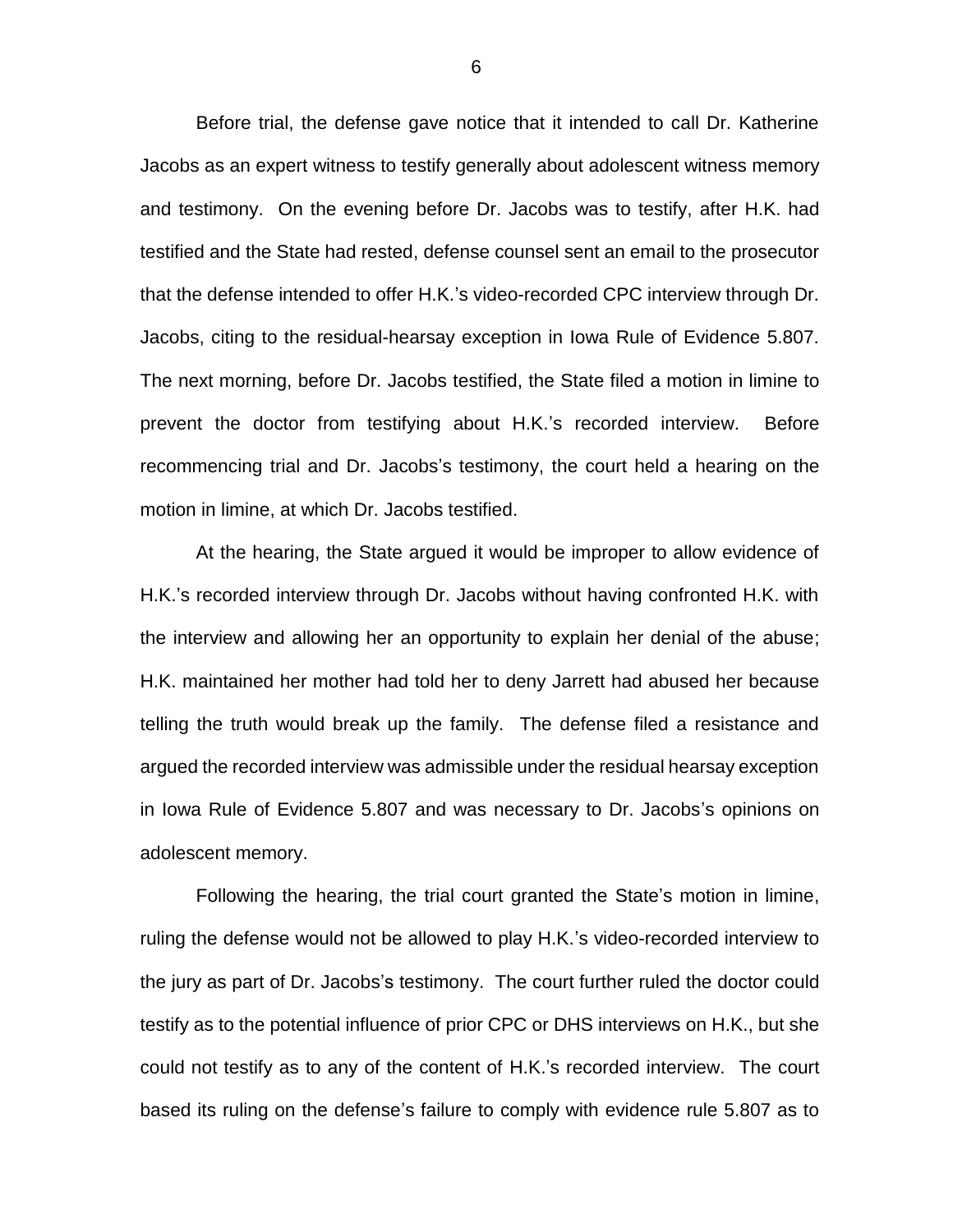Before trial, the defense gave notice that it intended to call Dr. Katherine Jacobs as an expert witness to testify generally about adolescent witness memory and testimony. On the evening before Dr. Jacobs was to testify, after H.K. had testified and the State had rested, defense counsel sent an email to the prosecutor that the defense intended to offer H.K.'s video-recorded CPC interview through Dr. Jacobs, citing to the residual-hearsay exception in Iowa Rule of Evidence 5.807. The next morning, before Dr. Jacobs testified, the State filed a motion in limine to prevent the doctor from testifying about H.K.'s recorded interview. Before recommencing trial and Dr. Jacobs's testimony, the court held a hearing on the motion in limine, at which Dr. Jacobs testified.

At the hearing, the State argued it would be improper to allow evidence of H.K.'s recorded interview through Dr. Jacobs without having confronted H.K. with the interview and allowing her an opportunity to explain her denial of the abuse; H.K. maintained her mother had told her to deny Jarrett had abused her because telling the truth would break up the family. The defense filed a resistance and argued the recorded interview was admissible under the residual hearsay exception in Iowa Rule of Evidence 5.807 and was necessary to Dr. Jacobs's opinions on adolescent memory.

Following the hearing, the trial court granted the State's motion in limine, ruling the defense would not be allowed to play H.K.'s video-recorded interview to the jury as part of Dr. Jacobs's testimony. The court further ruled the doctor could testify as to the potential influence of prior CPC or DHS interviews on H.K., but she could not testify as to any of the content of H.K.'s recorded interview. The court based its ruling on the defense's failure to comply with evidence rule 5.807 as to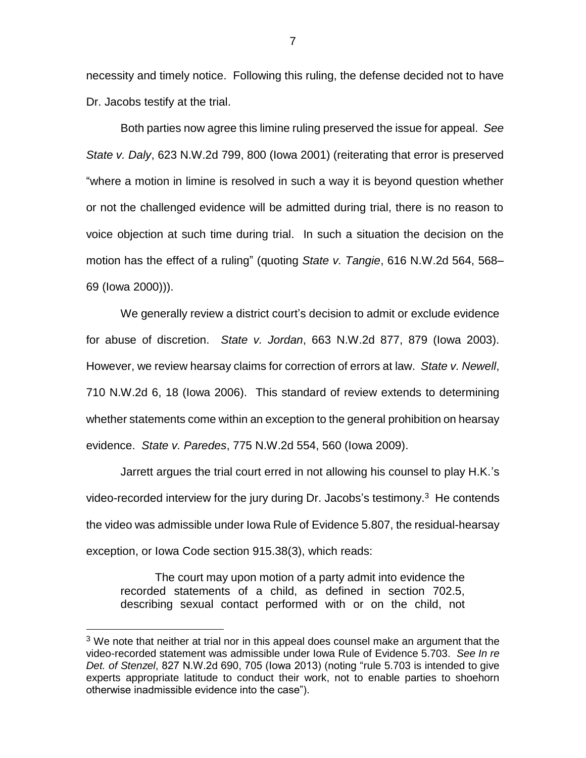necessity and timely notice. Following this ruling, the defense decided not to have Dr. Jacobs testify at the trial.

Both parties now agree this limine ruling preserved the issue for appeal. *See State v. Daly*, 623 N.W.2d 799, 800 (Iowa 2001) (reiterating that error is preserved "where a motion in limine is resolved in such a way it is beyond question whether or not the challenged evidence will be admitted during trial, there is no reason to voice objection at such time during trial. In such a situation the decision on the motion has the effect of a ruling" (quoting *State v. Tangie*, 616 N.W.2d 564, 568–69 (Iowa 2000))).

We generally review a district court's decision to admit or exclude evidence for abuse of discretion. *State v. Jordan*, 663 N.W.2d 877, 879 (Iowa 2003). However, we review hearsay claims for correction of errors at law. *State v. Newell*, 710 N.W.2d 6, 18 (Iowa 2006). This standard of review extends to determining whether statements come within an exception to the general prohibition on hearsay evidence. *State v. Paredes*, 775 N.W.2d 554, 560 (Iowa 2009).

Jarrett argues the trial court erred in not allowing his counsel to play H.K.'s video-recorded interview for the jury during Dr. Jacobs's testimony.[3] He contends the video was admissible under Iowa Rule of Evidence 5.807, the residual-hearsay exception, or Iowa Code section 915.38(3), which reads:

> The court may upon motion of a party admit into evidence the recorded statements of a child, as defined in section 702.5, describing sexual contact performed with or on the child, not

---

[3] We note that neither at trial nor in this appeal does counsel make an argument that the video-recorded statement was admissible under Iowa Rule of Evidence 5.703. *See In re Det. of Stenzel*, 827 N.W.2d 690, 705 (Iowa 2013) (noting "rule 5.703 is intended to give experts appropriate latitude to conduct their work, not to enable parties to shoehorn otherwise inadmissible evidence into the case").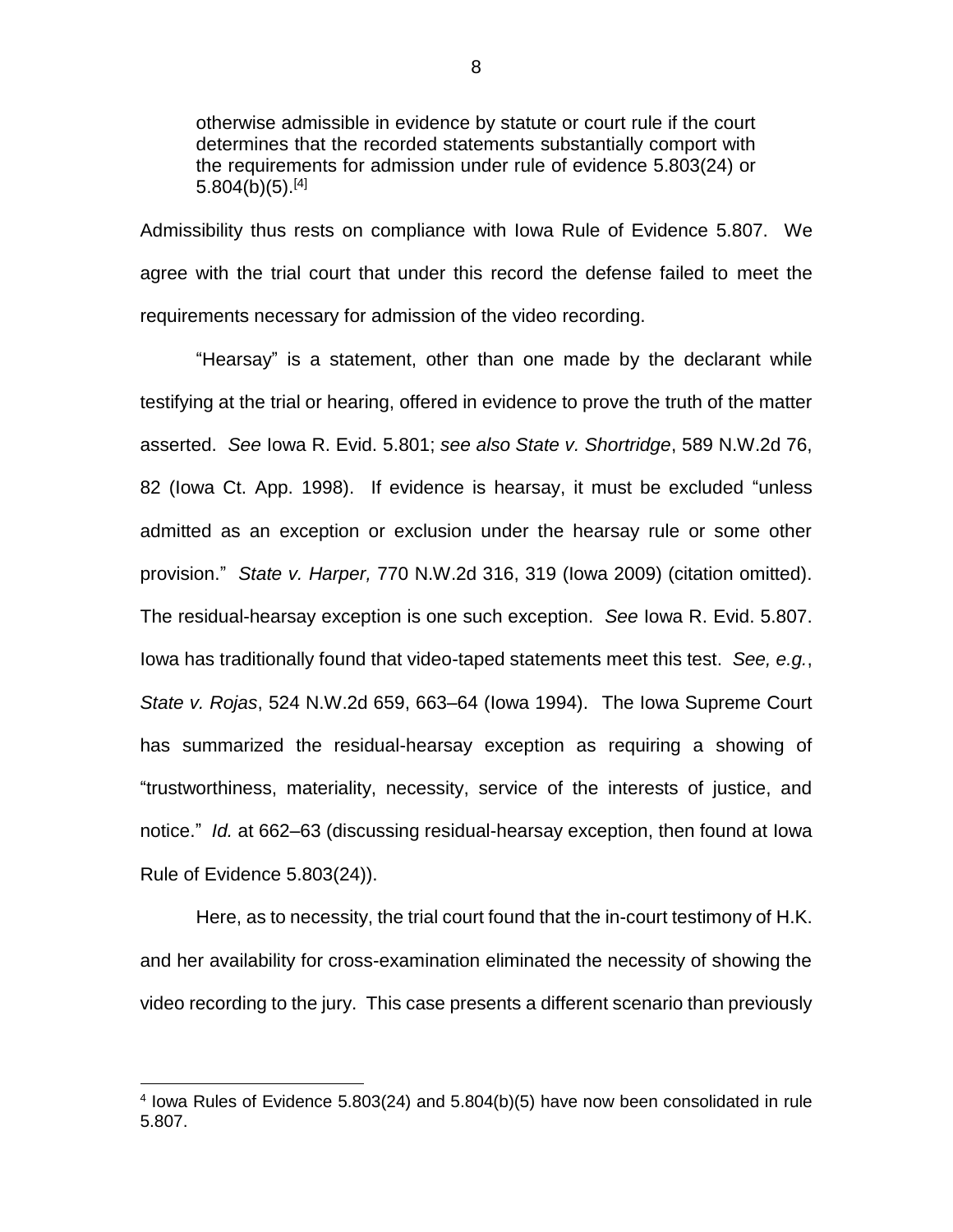> otherwise admissible in evidence by statute or court rule if the court determines that the recorded statements substantially comport with the requirements for admission under rule of evidence 5.803(24) or 5.804(b)(5).[4]

Admissibility thus rests on compliance with Iowa Rule of Evidence 5.807. We agree with the trial court that under this record the defense failed to meet the requirements necessary for admission of the video recording.

"Hearsay" is a statement, other than one made by the declarant while testifying at the trial or hearing, offered in evidence to prove the truth of the matter asserted. *See* Iowa R. Evid. 5.801; *see also State v. Shortridge*, 589 N.W.2d 76, 82 (Iowa Ct. App. 1998). If evidence is hearsay, it must be excluded "unless admitted as an exception or exclusion under the hearsay rule or some other provision." *State v. Harper,* 770 N.W.2d 316, 319 (Iowa 2009) (citation omitted). The residual-hearsay exception is one such exception. *See* Iowa R. Evid. 5.807. Iowa has traditionally found that video-taped statements meet this test. *See, e.g.*, *State v. Rojas*, 524 N.W.2d 659, 663–64 (Iowa 1994). The Iowa Supreme Court has summarized the residual-hearsay exception as requiring a showing of "trustworthiness, materiality, necessity, service of the interests of justice, and notice." *Id.* at 662–63 (discussing residual-hearsay exception, then found at Iowa Rule of Evidence 5.803(24)).

Here, as to necessity, the trial court found that the in-court testimony of H.K. and her availability for cross-examination eliminated the necessity of showing the video recording to the jury. This case presents a different scenario than previously

---

[4] Iowa Rules of Evidence 5.803(24) and 5.804(b)(5) have now been consolidated in rule 5.807.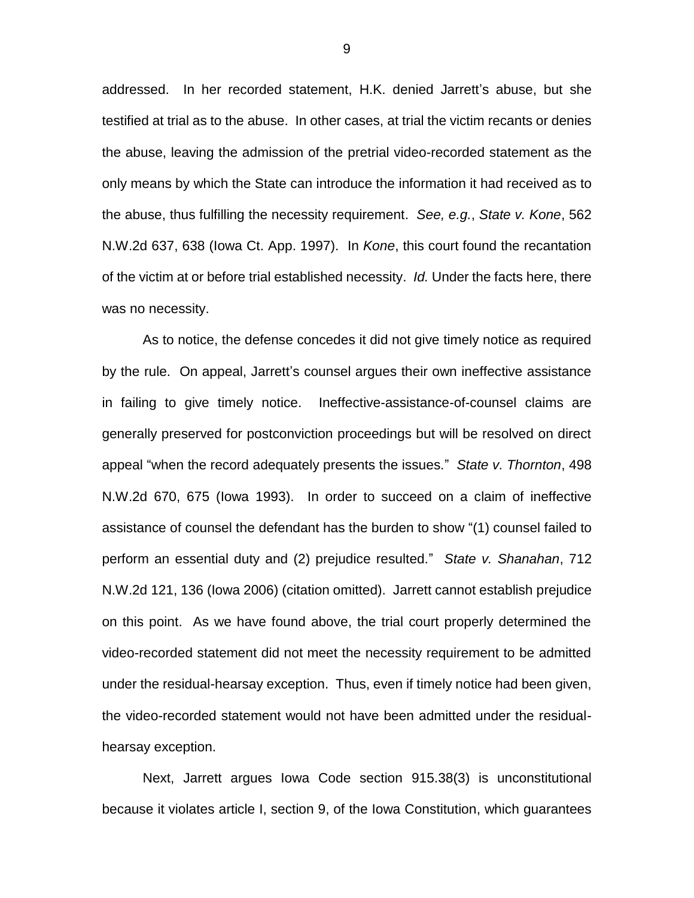addressed. In her recorded statement, H.K. denied Jarrett's abuse, but she testified at trial as to the abuse. In other cases, at trial the victim recants or denies the abuse, leaving the admission of the pretrial video-recorded statement as the only means by which the State can introduce the information it had received as to the abuse, thus fulfilling the necessity requirement. *See, e.g.*, *State v. Kone*, 562 N.W.2d 637, 638 (Iowa Ct. App. 1997). In *Kone*, this court found the recantation of the victim at or before trial established necessity. *Id.* Under the facts here, there was no necessity.

As to notice, the defense concedes it did not give timely notice as required by the rule. On appeal, Jarrett's counsel argues their own ineffective assistance in failing to give timely notice. Ineffective-assistance-of-counsel claims are generally preserved for postconviction proceedings but will be resolved on direct appeal "when the record adequately presents the issues." *State v. Thornton*, 498 N.W.2d 670, 675 (Iowa 1993). In order to succeed on a claim of ineffective assistance of counsel the defendant has the burden to show "(1) counsel failed to perform an essential duty and (2) prejudice resulted." *State v. Shanahan*, 712 N.W.2d 121, 136 (Iowa 2006) (citation omitted). Jarrett cannot establish prejudice on this point. As we have found above, the trial court properly determined the video-recorded statement did not meet the necessity requirement to be admitted under the residual-hearsay exception. Thus, even if timely notice had been given, the video-recorded statement would not have been admitted under the residual-hearsay exception.

Next, Jarrett argues Iowa Code section 915.38(3) is unconstitutional because it violates article I, section 9, of the Iowa Constitution, which guarantees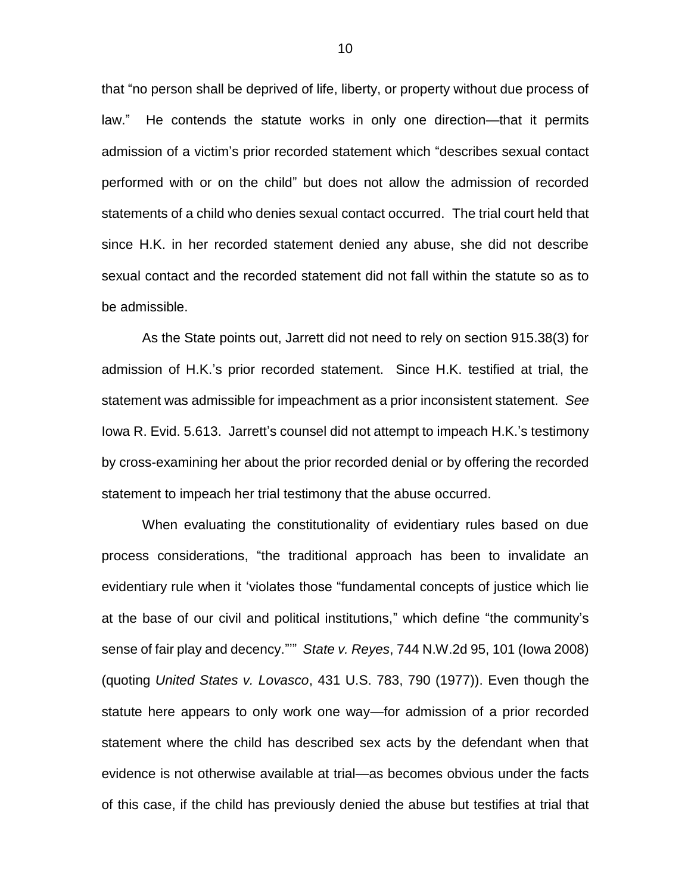that "no person shall be deprived of life, liberty, or property without due process of law." He contends the statute works in only one direction—that it permits admission of a victim's prior recorded statement which "describes sexual contact performed with or on the child" but does not allow the admission of recorded statements of a child who denies sexual contact occurred. The trial court held that since H.K. in her recorded statement denied any abuse, she did not describe sexual contact and the recorded statement did not fall within the statute so as to be admissible.

As the State points out, Jarrett did not need to rely on section 915.38(3) for admission of H.K.'s prior recorded statement. Since H.K. testified at trial, the statement was admissible for impeachment as a prior inconsistent statement. *See* Iowa R. Evid. 5.613. Jarrett's counsel did not attempt to impeach H.K.'s testimony by cross-examining her about the prior recorded denial or by offering the recorded statement to impeach her trial testimony that the abuse occurred.

When evaluating the constitutionality of evidentiary rules based on due process considerations, "the traditional approach has been to invalidate an evidentiary rule when it 'violates those "fundamental concepts of justice which lie at the base of our civil and political institutions," which define "the community's sense of fair play and decency."'" *State v. Reyes*, 744 N.W.2d 95, 101 (Iowa 2008) (quoting *United States v. Lovasco*, 431 U.S. 783, 790 (1977)). Even though the statute here appears to only work one way—for admission of a prior recorded statement where the child has described sex acts by the defendant when that evidence is not otherwise available at trial—as becomes obvious under the facts of this case, if the child has previously denied the abuse but testifies at trial that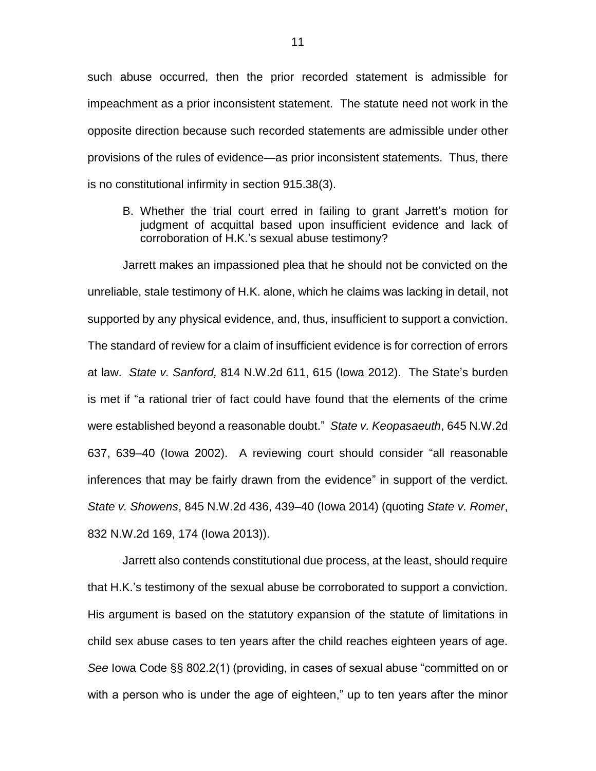such abuse occurred, then the prior recorded statement is admissible for impeachment as a prior inconsistent statement. The statute need not work in the opposite direction because such recorded statements are admissible under other provisions of the rules of evidence—as prior inconsistent statements. Thus, there is no constitutional infirmity in section 915.38(3).

B. Whether the trial court erred in failing to grant Jarrett's motion for judgment of acquittal based upon insufficient evidence and lack of corroboration of H.K.'s sexual abuse testimony?

Jarrett makes an impassioned plea that he should not be convicted on the unreliable, stale testimony of H.K. alone, which he claims was lacking in detail, not supported by any physical evidence, and, thus, insufficient to support a conviction. The standard of review for a claim of insufficient evidence is for correction of errors at law. *State v. Sanford,* 814 N.W.2d 611, 615 (Iowa 2012). The State's burden is met if "a rational trier of fact could have found that the elements of the crime were established beyond a reasonable doubt." *State v. Keopasaeuth*, 645 N.W.2d 637, 639–40 (Iowa 2002). A reviewing court should consider "all reasonable inferences that may be fairly drawn from the evidence" in support of the verdict. *State v. Showens*, 845 N.W.2d 436, 439–40 (Iowa 2014) (quoting *State v. Romer*, 832 N.W.2d 169, 174 (Iowa 2013)).

Jarrett also contends constitutional due process, at the least, should require that H.K.'s testimony of the sexual abuse be corroborated to support a conviction. His argument is based on the statutory expansion of the statute of limitations in child sex abuse cases to ten years after the child reaches eighteen years of age. *See* Iowa Code §§ 802.2(1) (providing, in cases of sexual abuse "committed on or with a person who is under the age of eighteen," up to ten years after the minor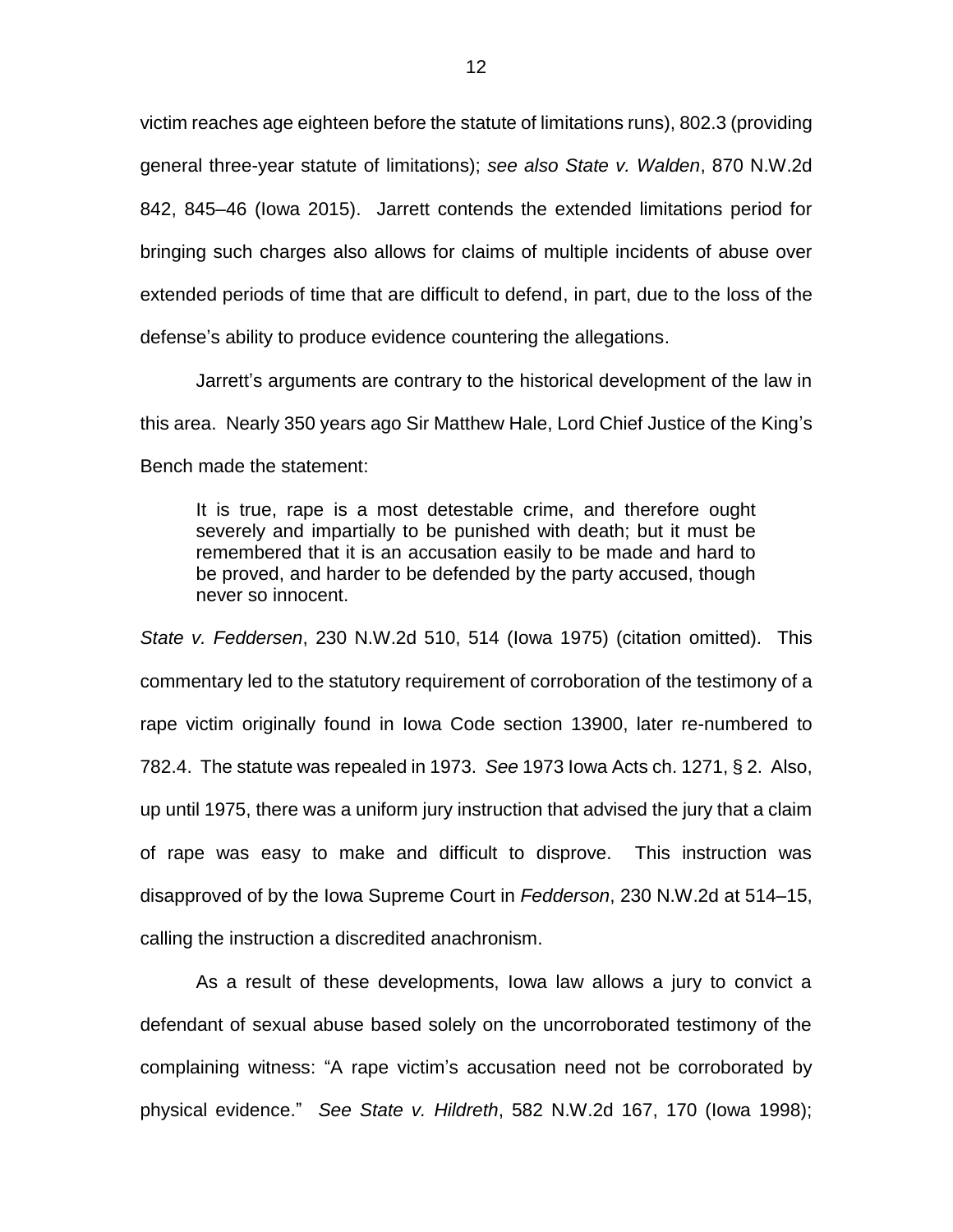victim reaches age eighteen before the statute of limitations runs), 802.3 (providing general three-year statute of limitations); *see also State v. Walden*, 870 N.W.2d 842, 845–46 (Iowa 2015). Jarrett contends the extended limitations period for bringing such charges also allows for claims of multiple incidents of abuse over extended periods of time that are difficult to defend, in part, due to the loss of the defense's ability to produce evidence countering the allegations.

Jarrett's arguments are contrary to the historical development of the law in this area. Nearly 350 years ago Sir Matthew Hale, Lord Chief Justice of the King's Bench made the statement:

> It is true, rape is a most detestable crime, and therefore ought severely and impartially to be punished with death; but it must be remembered that it is an accusation easily to be made and hard to be proved, and harder to be defended by the party accused, though never so innocent.

*State v. Feddersen*, 230 N.W.2d 510, 514 (Iowa 1975) (citation omitted). This commentary led to the statutory requirement of corroboration of the testimony of a rape victim originally found in Iowa Code section 13900, later re-numbered to 782.4. The statute was repealed in 1973. *See* 1973 Iowa Acts ch. 1271, § 2. Also, up until 1975, there was a uniform jury instruction that advised the jury that a claim of rape was easy to make and difficult to disprove. This instruction was disapproved of by the Iowa Supreme Court in *Fedderson*, 230 N.W.2d at 514–15, calling the instruction a discredited anachronism.

As a result of these developments, Iowa law allows a jury to convict a defendant of sexual abuse based solely on the uncorroborated testimony of the complaining witness: "A rape victim's accusation need not be corroborated by physical evidence." *See State v. Hildreth*, 582 N.W.2d 167, 170 (Iowa 1998);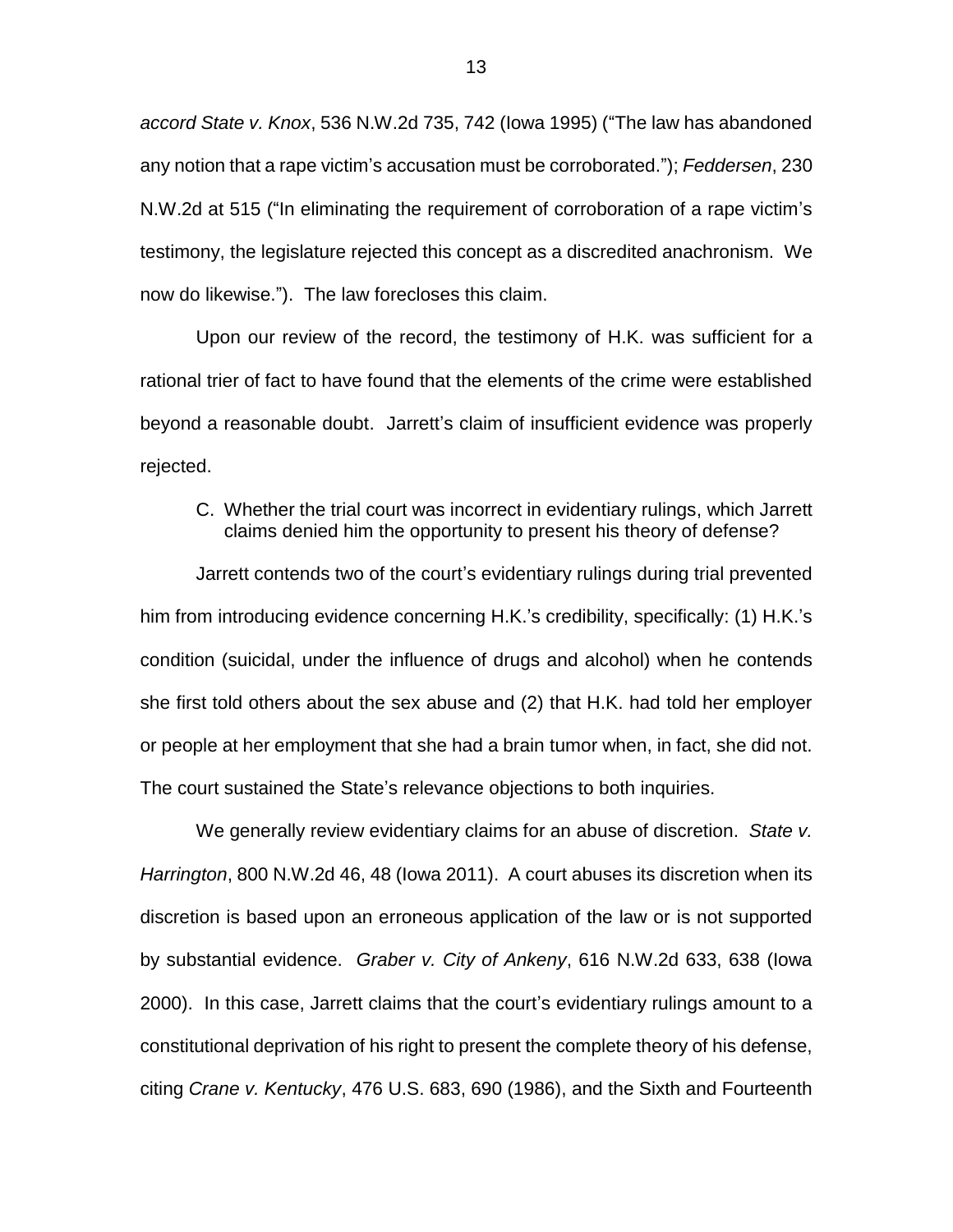*accord State v. Knox*, 536 N.W.2d 735, 742 (Iowa 1995) ("The law has abandoned any notion that a rape victim's accusation must be corroborated."); *Feddersen*, 230 N.W.2d at 515 ("In eliminating the requirement of corroboration of a rape victim's testimony, the legislature rejected this concept as a discredited anachronism. We now do likewise."). The law forecloses this claim.

Upon our review of the record, the testimony of H.K. was sufficient for a rational trier of fact to have found that the elements of the crime were established beyond a reasonable doubt. Jarrett's claim of insufficient evidence was properly rejected.

C. Whether the trial court was incorrect in evidentiary rulings, which Jarrett claims denied him the opportunity to present his theory of defense?

Jarrett contends two of the court's evidentiary rulings during trial prevented him from introducing evidence concerning H.K.'s credibility, specifically: (1) H.K.'s condition (suicidal, under the influence of drugs and alcohol) when he contends she first told others about the sex abuse and (2) that H.K. had told her employer or people at her employment that she had a brain tumor when, in fact, she did not. The court sustained the State's relevance objections to both inquiries.

We generally review evidentiary claims for an abuse of discretion. *State v. Harrington*, 800 N.W.2d 46, 48 (Iowa 2011). A court abuses its discretion when its discretion is based upon an erroneous application of the law or is not supported by substantial evidence. *Graber v. City of Ankeny*, 616 N.W.2d 633, 638 (Iowa 2000). In this case, Jarrett claims that the court's evidentiary rulings amount to a constitutional deprivation of his right to present the complete theory of his defense, citing *Crane v. Kentucky*, 476 U.S. 683, 690 (1986), and the Sixth and Fourteenth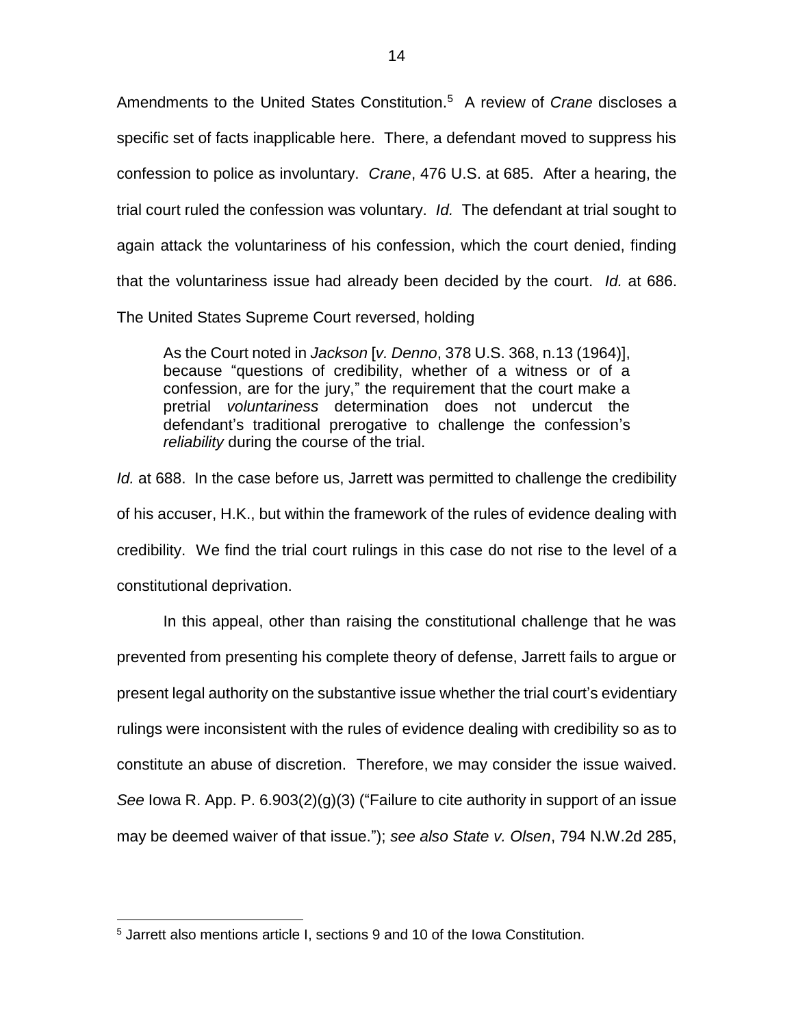Amendments to the United States Constitution.[5] A review of *Crane* discloses a specific set of facts inapplicable here. There, a defendant moved to suppress his confession to police as involuntary. *Crane*, 476 U.S. at 685. After a hearing, the trial court ruled the confession was voluntary. *Id.* The defendant at trial sought to again attack the voluntariness of his confession, which the court denied, finding that the voluntariness issue had already been decided by the court. *Id.* at 686. The United States Supreme Court reversed, holding

> As the Court noted in *Jackson* [*v. Denno*, 378 U.S. 368, n.13 (1964)], because "questions of credibility, whether of a witness or of a confession, are for the jury," the requirement that the court make a pretrial *voluntariness* determination does not undercut the defendant's traditional prerogative to challenge the confession's *reliability* during the course of the trial.

*Id.* at 688. In the case before us, Jarrett was permitted to challenge the credibility of his accuser, H.K., but within the framework of the rules of evidence dealing with credibility. We find the trial court rulings in this case do not rise to the level of a constitutional deprivation.

In this appeal, other than raising the constitutional challenge that he was prevented from presenting his complete theory of defense, Jarrett fails to argue or present legal authority on the substantive issue whether the trial court's evidentiary rulings were inconsistent with the rules of evidence dealing with credibility so as to constitute an abuse of discretion. Therefore, we may consider the issue waived. *See* Iowa R. App. P. 6.903(2)(g)(3) ("Failure to cite authority in support of an issue may be deemed waiver of that issue."); *see also State v. Olsen*, 794 N.W.2d 285,

---

[5] Jarrett also mentions article I, sections 9 and 10 of the Iowa Constitution.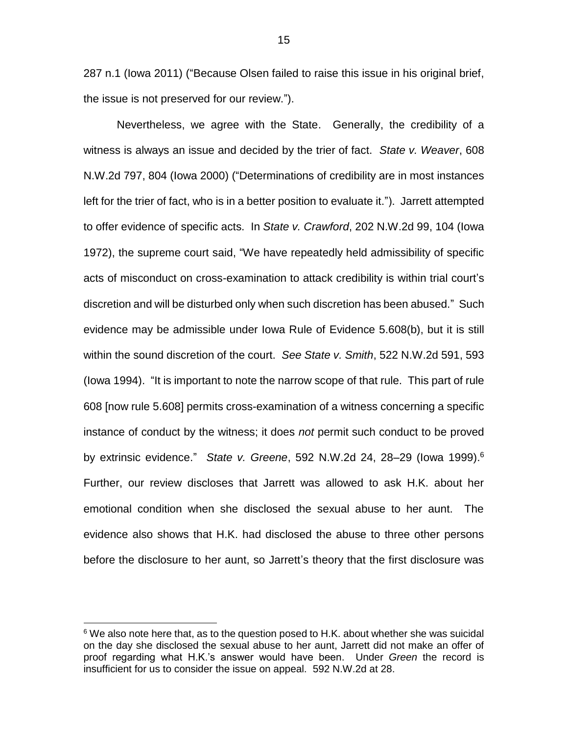287 n.1 (Iowa 2011) ("Because Olsen failed to raise this issue in his original brief, the issue is not preserved for our review.").

Nevertheless, we agree with the State. Generally, the credibility of a witness is always an issue and decided by the trier of fact. *State v. Weaver*, 608 N.W.2d 797, 804 (Iowa 2000) ("Determinations of credibility are in most instances left for the trier of fact, who is in a better position to evaluate it."). Jarrett attempted to offer evidence of specific acts. In *State v. Crawford*, 202 N.W.2d 99, 104 (Iowa 1972), the supreme court said, "We have repeatedly held admissibility of specific acts of misconduct on cross-examination to attack credibility is within trial court's discretion and will be disturbed only when such discretion has been abused." Such evidence may be admissible under Iowa Rule of Evidence 5.608(b), but it is still within the sound discretion of the court. *See State v. Smith*, 522 N.W.2d 591, 593 (Iowa 1994). "It is important to note the narrow scope of that rule. This part of rule 608 [now rule 5.608] permits cross-examination of a witness concerning a specific instance of conduct by the witness; it does *not* permit such conduct to be proved by extrinsic evidence." *State v. Greene*, 592 N.W.2d 24, 28–29 (Iowa 1999).[6] Further, our review discloses that Jarrett was allowed to ask H.K. about her emotional condition when she disclosed the sexual abuse to her aunt. The evidence also shows that H.K. had disclosed the abuse to three other persons before the disclosure to her aunt, so Jarrett's theory that the first disclosure was

---

[6] We also note here that, as to the question posed to H.K. about whether she was suicidal on the day she disclosed the sexual abuse to her aunt, Jarrett did not make an offer of proof regarding what H.K.'s answer would have been. Under *Green* the record is insufficient for us to consider the issue on appeal. 592 N.W.2d at 28.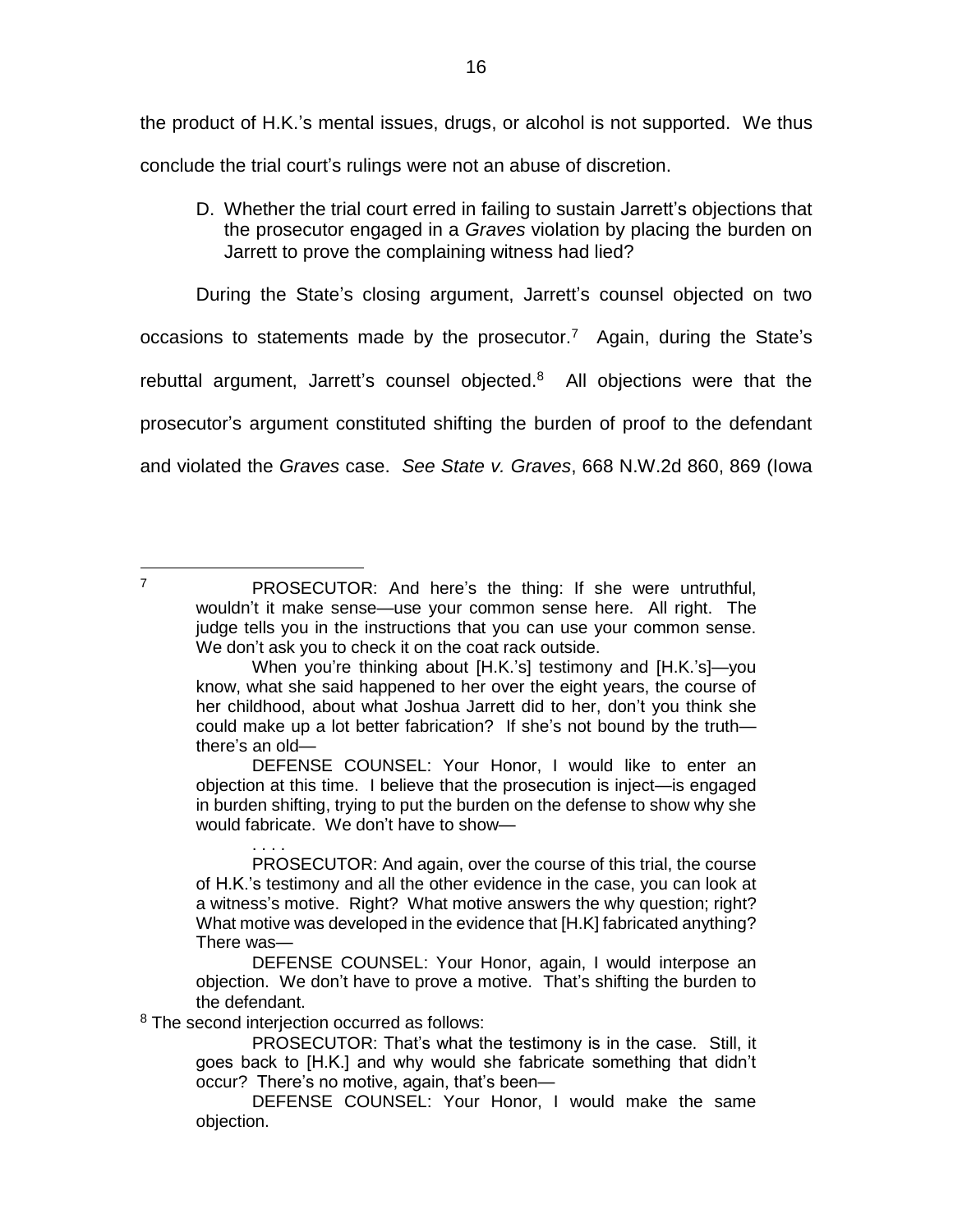the product of H.K.'s mental issues, drugs, or alcohol is not supported. We thus conclude the trial court's rulings were not an abuse of discretion.

D. Whether the trial court erred in failing to sustain Jarrett's objections that the prosecutor engaged in a *Graves* violation by placing the burden on Jarrett to prove the complaining witness had lied?

During the State's closing argument, Jarrett's counsel objected on two occasions to statements made by the prosecutor.[7] Again, during the State's rebuttal argument, Jarrett's counsel objected.[8] All objections were that the prosecutor's argument constituted shifting the burden of proof to the defendant and violated the *Graves* case. *See State v. Graves*, 668 N.W.2d 860, 869 (Iowa

---

[7] PROSECUTOR: And here's the thing: If she were untruthful, wouldn't it make sense—use your common sense here. All right. The judge tells you in the instructions that you can use your common sense. We don't ask you to check it on the coat rack outside.

When you're thinking about [H.K.'s] testimony and [H.K.'s]—you know, what she said happened to her over the eight years, the course of her childhood, about what Joshua Jarrett did to her, don't you think she could make up a lot better fabrication? If she's not bound by the truth—there's an old—

DEFENSE COUNSEL: Your Honor, I would like to enter an objection at this time. I believe that the prosecution is inject—is engaged in burden shifting, trying to put the burden on the defense to show why she would fabricate. We don't have to show—

. . . .

PROSECUTOR: And again, over the course of this trial, the course of H.K.'s testimony and all the other evidence in the case, you can look at a witness's motive. Right? What motive answers the why question; right? What motive was developed in the evidence that [H.K] fabricated anything? There was—

DEFENSE COUNSEL: Your Honor, again, I would interpose an objection. We don't have to prove a motive. That's shifting the burden to the defendant.

[8] The second interjection occurred as follows:

PROSECUTOR: That's what the testimony is in the case. Still, it goes back to [H.K.] and why would she fabricate something that didn't occur? There's no motive, again, that's been—

DEFENSE COUNSEL: Your Honor, I would make the same objection.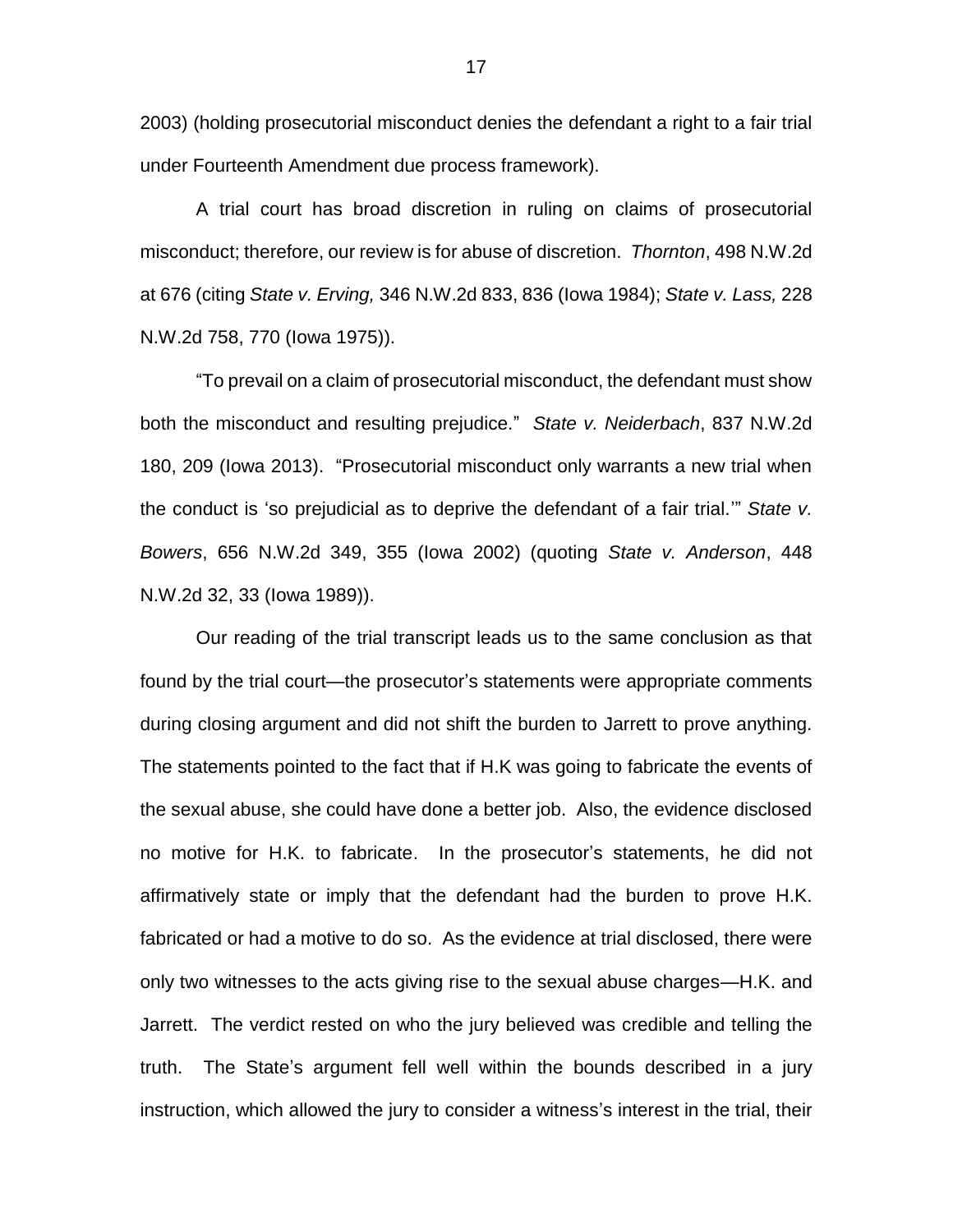2003) (holding prosecutorial misconduct denies the defendant a right to a fair trial under Fourteenth Amendment due process framework).

A trial court has broad discretion in ruling on claims of prosecutorial misconduct; therefore, our review is for abuse of discretion. *Thornton*, 498 N.W.2d at 676 (citing *State v. Erving,* 346 N.W.2d 833, 836 (Iowa 1984); *State v. Lass,* 228 N.W.2d 758, 770 (Iowa 1975)).

"To prevail on a claim of prosecutorial misconduct, the defendant must show both the misconduct and resulting prejudice." *State v. Neiderbach*, 837 N.W.2d 180, 209 (Iowa 2013). "Prosecutorial misconduct only warrants a new trial when the conduct is 'so prejudicial as to deprive the defendant of a fair trial.'" *State v. Bowers*, 656 N.W.2d 349, 355 (Iowa 2002) (quoting *State v. Anderson*, 448 N.W.2d 32, 33 (Iowa 1989)).

Our reading of the trial transcript leads us to the same conclusion as that found by the trial court—the prosecutor's statements were appropriate comments during closing argument and did not shift the burden to Jarrett to prove anything. The statements pointed to the fact that if H.K was going to fabricate the events of the sexual abuse, she could have done a better job. Also, the evidence disclosed no motive for H.K. to fabricate. In the prosecutor's statements, he did not affirmatively state or imply that the defendant had the burden to prove H.K. fabricated or had a motive to do so. As the evidence at trial disclosed, there were only two witnesses to the acts giving rise to the sexual abuse charges—H.K. and Jarrett. The verdict rested on who the jury believed was credible and telling the truth. The State's argument fell well within the bounds described in a jury instruction, which allowed the jury to consider a witness's interest in the trial, their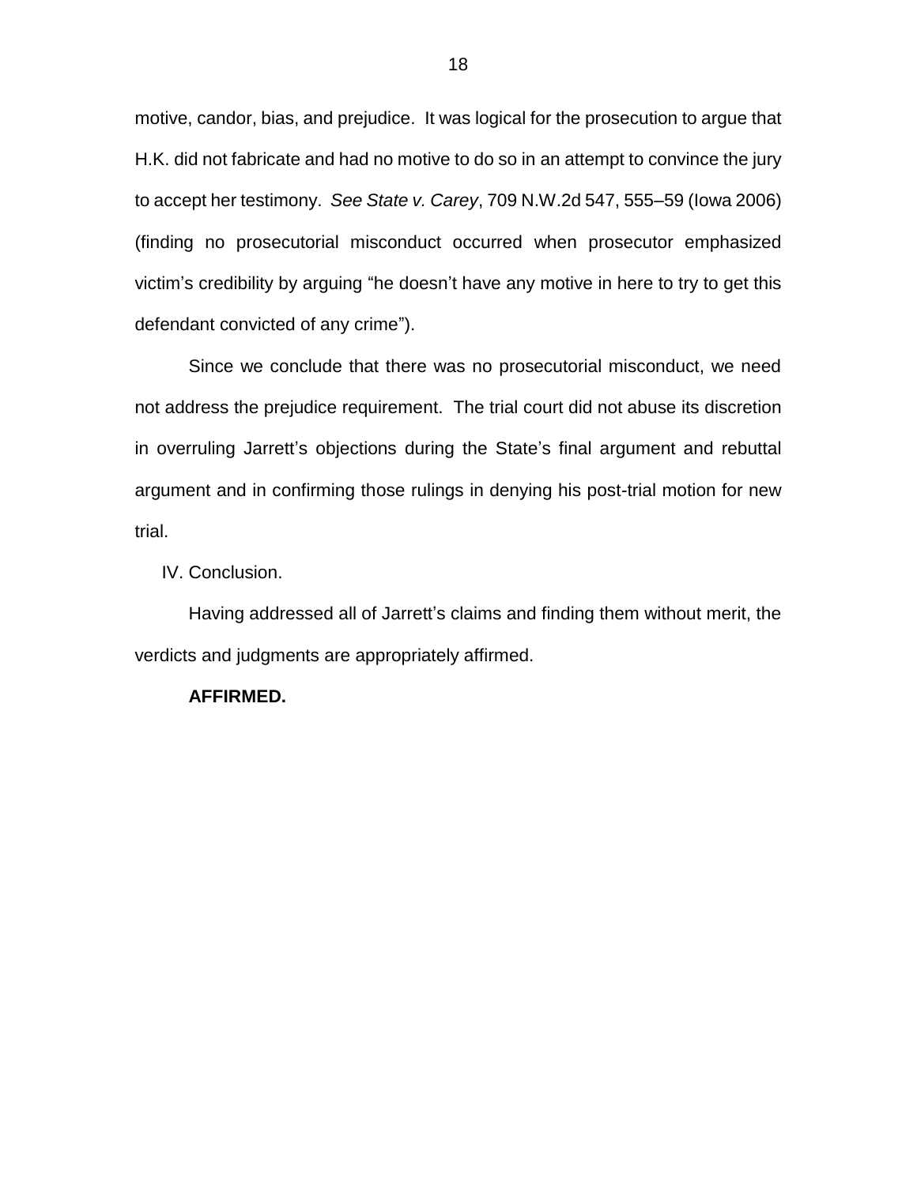motive, candor, bias, and prejudice. It was logical for the prosecution to argue that H.K. did not fabricate and had no motive to do so in an attempt to convince the jury to accept her testimony. *See State v. Carey*, 709 N.W.2d 547, 555–59 (Iowa 2006) (finding no prosecutorial misconduct occurred when prosecutor emphasized victim's credibility by arguing "he doesn't have any motive in here to try to get this defendant convicted of any crime").

Since we conclude that there was no prosecutorial misconduct, we need not address the prejudice requirement. The trial court did not abuse its discretion in overruling Jarrett's objections during the State's final argument and rebuttal argument and in confirming those rulings in denying his post-trial motion for new trial.

IV. Conclusion.

Having addressed all of Jarrett's claims and finding them without merit, the verdicts and judgments are appropriately affirmed.

**AFFIRMED.**